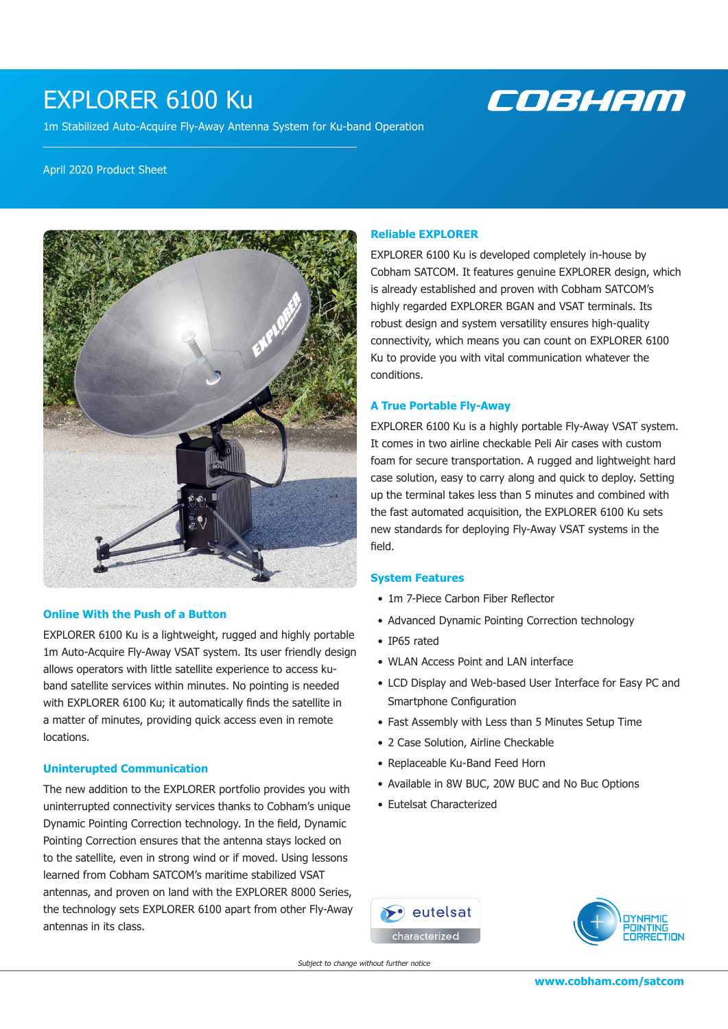# EXPLORER 6100 Ku

1m Stabilized Auto-Acquire Fly-Away Antenna System for Ku-band Operation

April 2020 Product Sheet

### Online With the Push of a Button

EXPLORER 6100 Ku is a lightweight, rugged and highly portable 1m Auto-Acquire Fly-Away VSAT system. Its user friendly design allows operators with little satellite experience to access ku-band satellite services within minutes. No pointing is needed with EXPLORER 6100 Ku; it automatically finds the satellite in a matter of minutes, providing quick access even in remote locations.

### Uninterupted Communication

The new addition to the EXPLORER portfolio provides you with uninterrupted connectivity services thanks to Cobham's unique Dynamic Pointing Correction technology. In the field, Dynamic Pointing Correction ensures that the antenna stays locked on to the satellite, even in strong wind or if moved. Using lessons learned from Cobham SATCOM's maritime stabilized VSAT antennas, and proven on land with the EXPLORER 8000 Series, the technology sets EXPLORER 6100 apart from other Fly-Away antennas in its class.

### Reliable EXPLORER

EXPLORER 6100 Ku is developed completely in-house by Cobham SATCOM. It features genuine EXPLORER design, which is already established and proven with Cobham SATCOM's highly regarded EXPLORER BGAN and VSAT terminals. Its robust design and system versatility ensures high-quality connectivity, which means you can count on EXPLORER 6100 Ku to provide you with vital communication whatever the conditions.

### A True Portable Fly-Away

EXPLORER 6100 Ku is a highly portable Fly-Away VSAT system. It comes in two airline checkable Peli Air cases with custom foam for secure transportation. A rugged and lightweight hard case solution, easy to carry along and quick to deploy. Setting up the terminal takes less than 5 minutes and combined with the fast automated acquisition, the EXPLORER 6100 Ku sets new standards for deploying Fly-Away VSAT systems in the field.

### System Features

- 1m 7-Piece Carbon Fiber Reflector
- Advanced Dynamic Pointing Correction technology
- IP65 rated
- WLAN Access Point and LAN interface
- LCD Display and Web-based User Interface for Easy PC and Smartphone Configuration
- Fast Assembly with Less than 5 Minutes Setup Time
- 2 Case Solution, Airline Checkable
- Replaceable Ku-Band Feed Horn
- Available in 8W BUC, 20W BUC and No Buc Options
- Eutelsat Characterized

*Subject to change without further notice*

www.cobham.com/satcom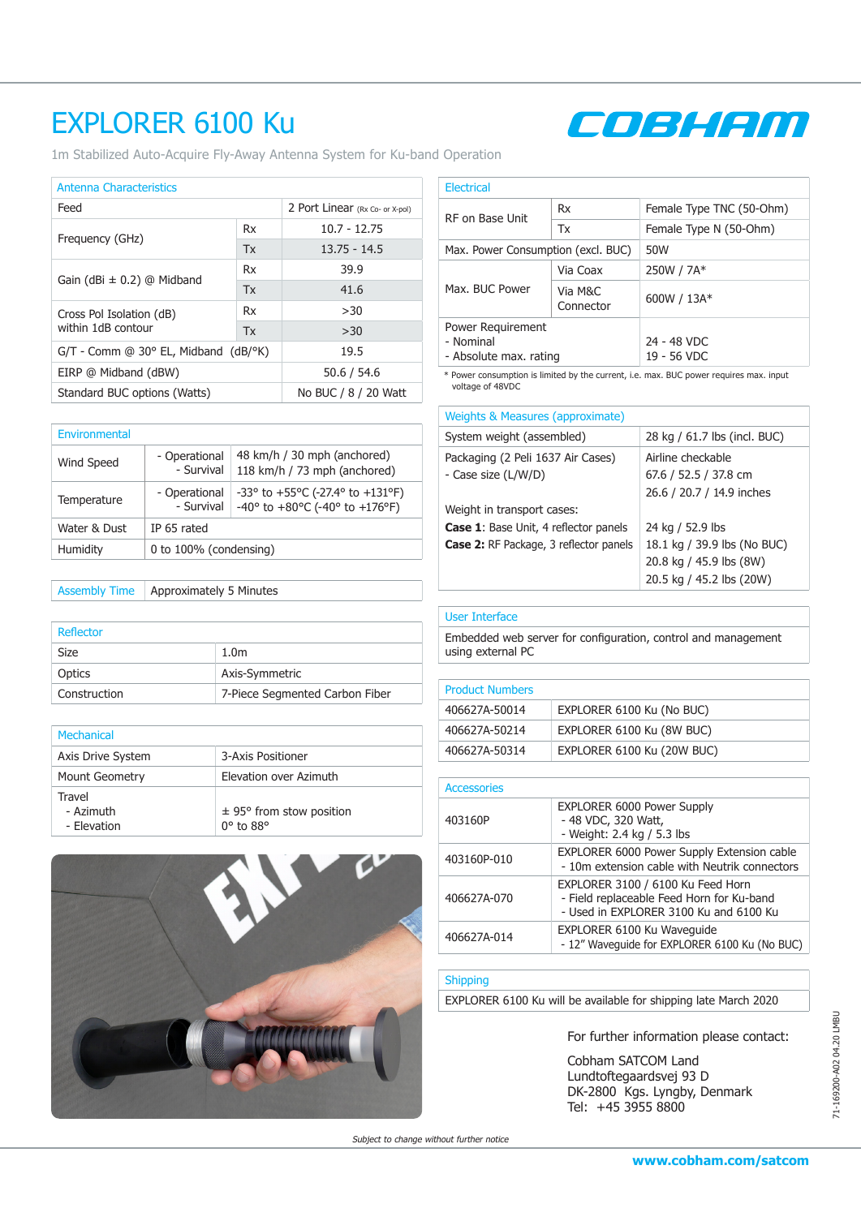# EXPLORER 6100 Ku

1m Stabilized Auto-Acquire Fly-Away Antenna System for Ku-band Operation

| Antenna Characteristics | | |
|---|---|---|
| Feed | | 2 Port Linear (Rx Co- or X-pol) |
| Frequency (GHz) | Rx | 10.7 - 12.75 |
| | Tx | 13.75 - 14.5 |
| Gain (dBi ± 0.2) @ Midband | Rx | 39.9 |
| | Tx | 41.6 |
| Cross Pol Isolation (dB) within 1dB contour | Rx | >30 |
| | Tx | >30 |
| G/T - Comm @ 30° EL, Midband (dB/°K) | | 19.5 |
| EIRP @ Midband (dBW) | | 50.6 / 54.6 |
| Standard BUC options (Watts) | | No BUC / 8 / 20 Watt |

| Environmental | | |
|---|---|---|
| Wind Speed | - Operational | 48 km/h / 30 mph (anchored) |
| | - Survival | 118 km/h / 73 mph (anchored) |
| Temperature | - Operational | -33° to +55°C (-27.4° to +131°F) |
| | - Survival | -40° to +80°C (-40° to +176°F) |
| Water & Dust | IP 65 rated | |
| Humidity | 0 to 100% (condensing) | |

| Assembly Time | Approximately 5 Minutes |
|---|---|

| Reflector | |
|---|---|
| Size | 1.0m |
| Optics | Axis-Symmetric |
| Construction | 7-Piece Segmented Carbon Fiber |

| Mechanical | |
|---|---|
| Axis Drive System | 3-Axis Positioner |
| Mount Geometry | Elevation over Azimuth |
| Travel - Azimuth | ± 95° from stow position |
| Travel - Elevation | 0° to 88° |

| Electrical | | |
|---|---|---|
| RF on Base Unit | Rx | Female Type TNC (50-Ohm) |
| | Tx | Female Type N (50-Ohm) |
| Max. Power Consumption (excl. BUC) | | 50W |
| Max. BUC Power | Via Coax | 250W / 7A* |
| | Via M&C Connector | 600W / 13A* |
| Power Requirement - Nominal | | 24 - 48 VDC |
| Power Requirement - Absolute max. rating | | 19 - 56 VDC |

\* Power consumption is limited by the current, i.e. max. BUC power requires max. input voltage of 48VDC

| Weights & Measures (approximate) | |
|---|---|
| System weight (assembled) | 28 kg / 61.7 lbs (incl. BUC) |
| Packaging (2 Peli 1637 Air Cases) | Airline checkable |
| - Case size (L/W/D) | 67.6 / 52.5 / 37.8 cm |
| | 26.6 / 20.7 / 14.9 inches |
| Weight in transport cases: | |
| **Case 1:** Base Unit, 4 reflector panels | 24 kg / 52.9 lbs |
| **Case 2:** RF Package, 3 reflector panels | 18.1 kg / 39.9 lbs (No BUC) |
| | 20.8 kg / 45.9 lbs (8W) |
| | 20.5 kg / 45.2 lbs (20W) |

| User Interface |
|---|
| Embedded web server for configuration, control and management using external PC |

| Product Numbers | |
|---|---|
| 406627A-50014 | EXPLORER 6100 Ku (No BUC) |
| 406627A-50214 | EXPLORER 6100 Ku (8W BUC) |
| 406627A-50314 | EXPLORER 6100 Ku (20W BUC) |

| Accessories | |
|---|---|
| 403160P | EXPLORER 6000 Power Supply - 48 VDC, 320 Watt, - Weight: 2.4 kg / 5.3 lbs |
| 403160P-010 | EXPLORER 6000 Power Supply Extension cable - 10m extension cable with Neutrik connectors |
| 406627A-070 | EXPLORER 3100 / 6100 Ku Feed Horn - Field replaceable Feed Horn for Ku-band - Used in EXPLORER 3100 Ku and 6100 Ku |
| 406627A-014 | EXPLORER 6100 Ku Waveguide - 12" Waveguide for EXPLORER 6100 Ku (No BUC) |

| Shipping |
|---|
| EXPLORER 6100 Ku will be available for shipping late March 2020 |

For further information please contact:

Cobham SATCOM Land
Lundtoftegaardsvej 93 D
DK-2800 Kgs. Lyngby, Denmark
Tel: +45 3955 8800

*Subject to change without notice*

71-169200-A02 04.20 LMBU

**www.cobham.com/satcom**